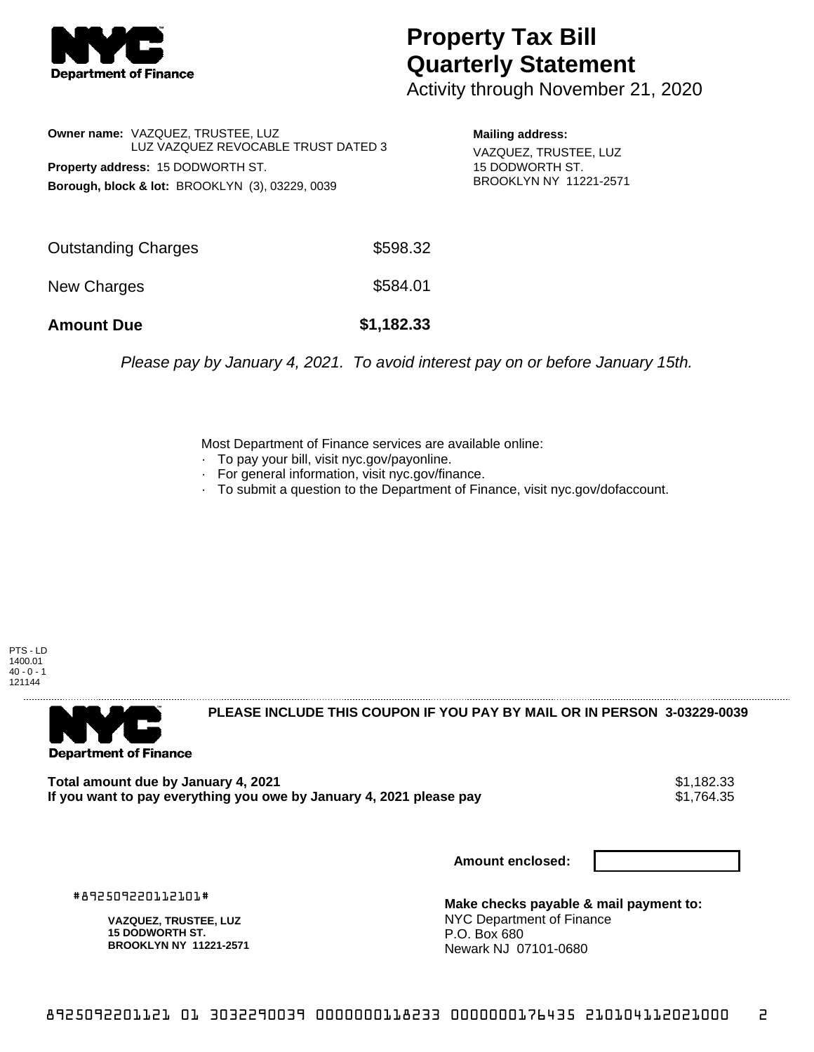# Property Tax Bill Quarterly Statement

Activity through November 21, 2020

**Owner name:** VAZQUEZ, TRUSTEE, LUZ
LUZ VAZQUEZ REVOCABLE TRUST DATED 3

**Property address:** 15 DODWORTH ST.

**Borough, block & lot:** BROOKLYN (3), 03229, 0039

**Mailing address:**
VAZQUEZ, TRUSTEE, LUZ
15 DODWORTH ST.
BROOKLYN NY 11221-2571

| | |
|---|---|
| Outstanding Charges | $598.32 |
| New Charges | $584.01 |
| **Amount Due** | **$1,182.33** |

*Please pay by January 4, 2021. To avoid interest pay on or before January 15th.*

Most Department of Finance services are available online:
- To pay your bill, visit nyc.gov/payonline.
- For general information, visit nyc.gov/finance.
- To submit a question to the Department of Finance, visit nyc.gov/dofaccount.

PTS - LD
1400.01
40 - 0 - 1
121144

**PLEASE INCLUDE THIS COUPON IF YOU PAY BY MAIL OR IN PERSON 3-03229-0039**

**Total amount due by January 4, 2021** $1,182.33
**If you want to pay everything you owe by January 4, 2021 please pay** $1,764.35

**Amount enclosed:**

#892509220112101#

**VAZQUEZ, TRUSTEE, LUZ**
**15 DODWORTH ST.**
**BROOKLYN NY 11221-2571**

**Make checks payable & mail payment to:**
NYC Department of Finance
P.O. Box 680
Newark NJ 07101-0680

8925092201121 01 3032290039 0000000118233 0000000176435 210104112021000 2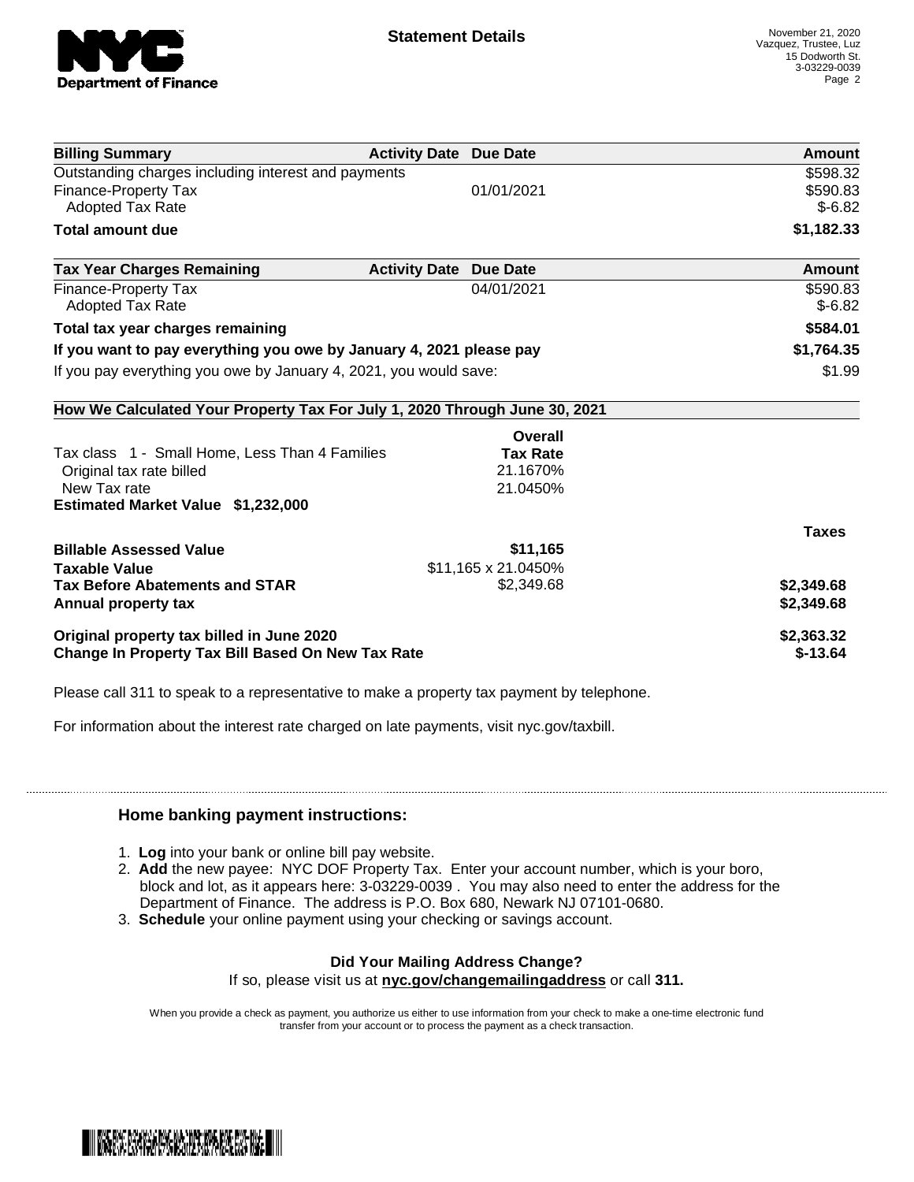November 21, 2020
Vazquez, Trustee, Luz
15 Dodworth St.
3-03229-0039

# Statement Details

| Billing Summary | Activity Date | Due Date | Amount |
|---|---|---|---|
| Outstanding charges including interest and payments | | | $598.32 |
| Finance-Property Tax | | 01/01/2021 | $590.83 |
| Adopted Tax Rate | | | $-6.82 |
| **Total amount due** | | | **$1,182.33** |

| Tax Year Charges Remaining | Activity Date | Due Date | Amount |
|---|---|---|---|
| Finance-Property Tax | | 04/01/2021 | $590.83 |
| Adopted Tax Rate | | | $-6.82 |
| **Total tax year charges remaining** | | | **$584.01** |
| **If you want to pay everything you owe by January 4, 2021 please pay** | | | **$1,764.35** |
| If you pay everything you owe by January 4, 2021, you would save: | | | $1.99 |

**How We Calculated Your Property Tax For July 1, 2020 Through June 30, 2021**

| | Overall Tax Rate | |
|---|---|---|
| Tax class 1 - Small Home, Less Than 4 Families | | |
| Original tax rate billed | 21.1670% | |
| New Tax rate | 21.0450% | |
| **Estimated Market Value $1,232,000** | | |
| | | **Taxes** |
| **Billable Assessed Value** | **$11,165** | |
| **Taxable Value** | $11,165 x 21.0450% | |
| **Tax Before Abatements and STAR** | $2,349.68 | **$2,349.68** |
| **Annual property tax** | | **$2,349.68** |
| **Original property tax billed in June 2020** | | **$2,363.32** |
| **Change In Property Tax Bill Based On New Tax Rate** | | **$-13.64** |

Please call 311 to speak to a representative to make a property tax payment by telephone.

For information about the interest rate charged on late payments, visit nyc.gov/taxbill.

## Home banking payment instructions:

1. **Log** into your bank or online bill pay website.
2. **Add** the new payee: NYC DOF Property Tax. Enter your account number, which is your boro, block and lot, as it appears here: 3-03229-0039 . You may also need to enter the address for the Department of Finance. The address is P.O. Box 680, Newark NJ 07101-0680.
3. **Schedule** your online payment using your checking or savings account.

**Did Your Mailing Address Change?**

If so, please visit us at **nyc.gov/changemailingaddress** or call **311.**

When you provide a check as payment, you authorize us either to use information from your check to make a one-time electronic fund transfer from your account or to process the payment as a check transaction.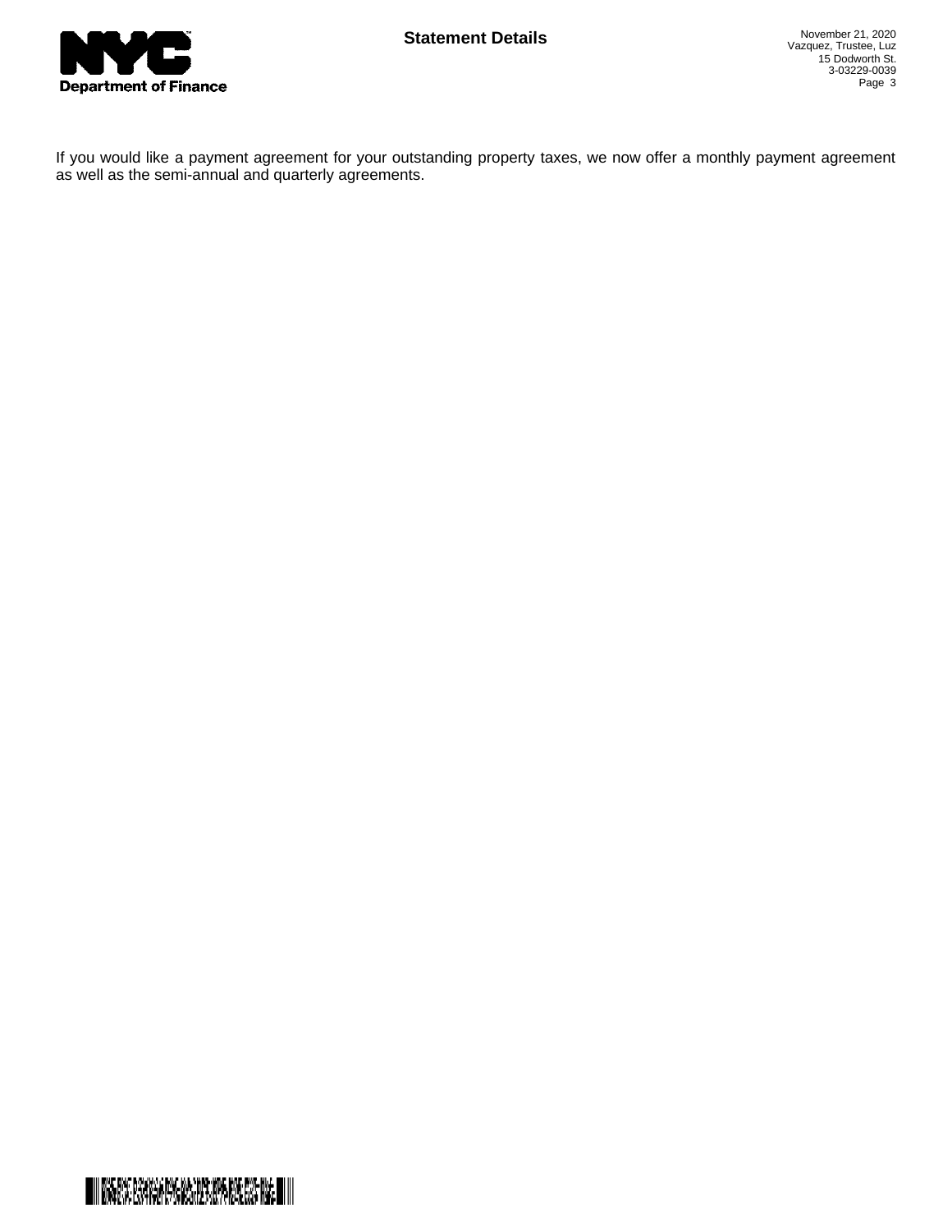If you would like a payment agreement for your outstanding property taxes, we now offer a monthly payment agreement as well as the semi-annual and quarterly agreements.